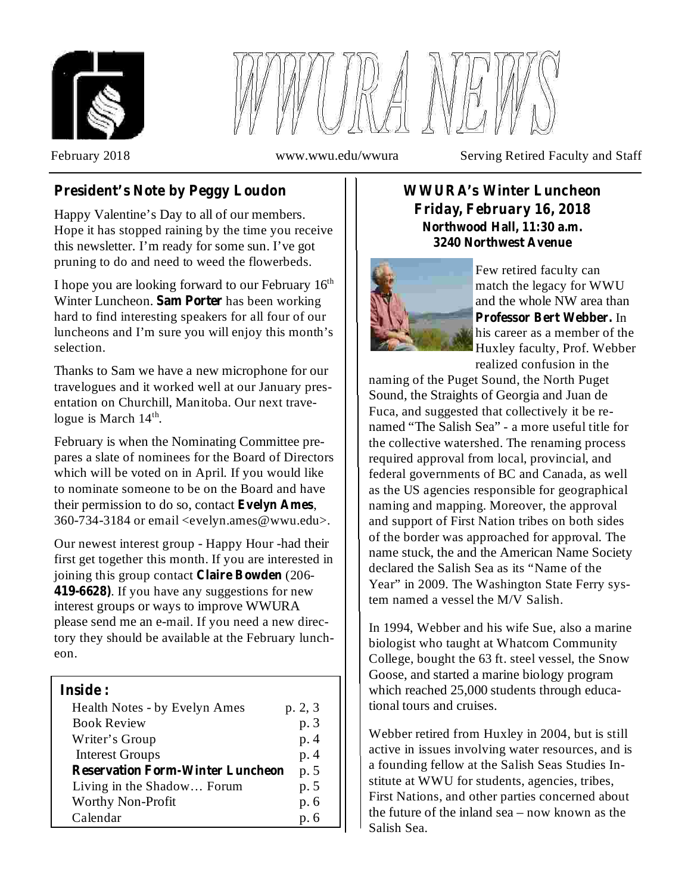# WWURA NEWS

February 2018 | www.wwu.edu/wwura | Serving Retired Faculty and Staff

## President's Note by Peggy Loudon

Happy Valentine's Day to all of our members. Hope it has stopped raining by the time you receive this newsletter. I'm ready for some sun. I've got pruning to do and need to weed the flowerbeds.

I hope you are looking forward to our February 16th Winter Luncheon. **Sam Porter** has been working hard to find interesting speakers for all four of our luncheons and I'm sure you will enjoy this month's selection.

Thanks to Sam we have a new microphone for our travelogues and it worked well at our January presentation on Churchill, Manitoba. Our next travelogue is March 14th.

February is when the Nominating Committee prepares a slate of nominees for the Board of Directors which will be voted on in April. If you would like to nominate someone to be on the Board and have their permission to do so, contact **Evelyn Ames**, 360-734-3184 or email <evelyn.ames@wwu.edu>.

Our newest interest group - Happy Hour -had their first get together this month. If you are interested in joining this group contact **Claire Bowden** (206-**419-6628)**. If you have any suggestions for new interest groups or ways to improve WWURA please send me an e-mail. If you need a new directory they should be available at the February luncheon.

### Inside :

| | |
|---|---|
| Health Notes - by Evelyn Ames | p. 2, 3 |
| Book Review | p. 3 |
| Writer's Group | p. 4 |
| Interest Groups | p. 4 |
| **Reservation Form-Winter Luncheon** | p. 5 |
| Living in the Shadow… Forum | p. 5 |
| Worthy Non-Profit | p. 6 |
| Calendar | p. 6 |

## WWURA's Winter Luncheon
## Friday, February 16, 2018
**Northwood Hall, 11:30 a.m.**
**3240 Northwest Avenue**

Few retired faculty can match the legacy for WWU and the whole NW area than **Professor Bert Webber.** In his career as a member of the Huxley faculty, Prof. Webber realized confusion in the naming of the Puget Sound, the North Puget Sound, the Straights of Georgia and Juan de Fuca, and suggested that collectively it be renamed "The Salish Sea" - a more useful title for the collective watershed. The renaming process required approval from local, provincial, and federal governments of BC and Canada, as well as the US agencies responsible for geographical naming and mapping. Moreover, the approval and support of First Nation tribes on both sides of the border was approached for approval. The name stuck, the and the American Name Society declared the Salish Sea as its "Name of the Year" in 2009. The Washington State Ferry system named a vessel the M/V Salish.

In 1994, Webber and his wife Sue, also a marine biologist who taught at Whatcom Community College, bought the 63 ft. steel vessel, the Snow Goose, and started a marine biology program which reached 25,000 students through educational tours and cruises.

Webber retired from Huxley in 2004, but is still active in issues involving water resources, and is a founding fellow at the Salish Seas Studies Institute at WWU for students, agencies, tribes, First Nations, and other parties concerned about the future of the inland sea – now known as the Salish Sea.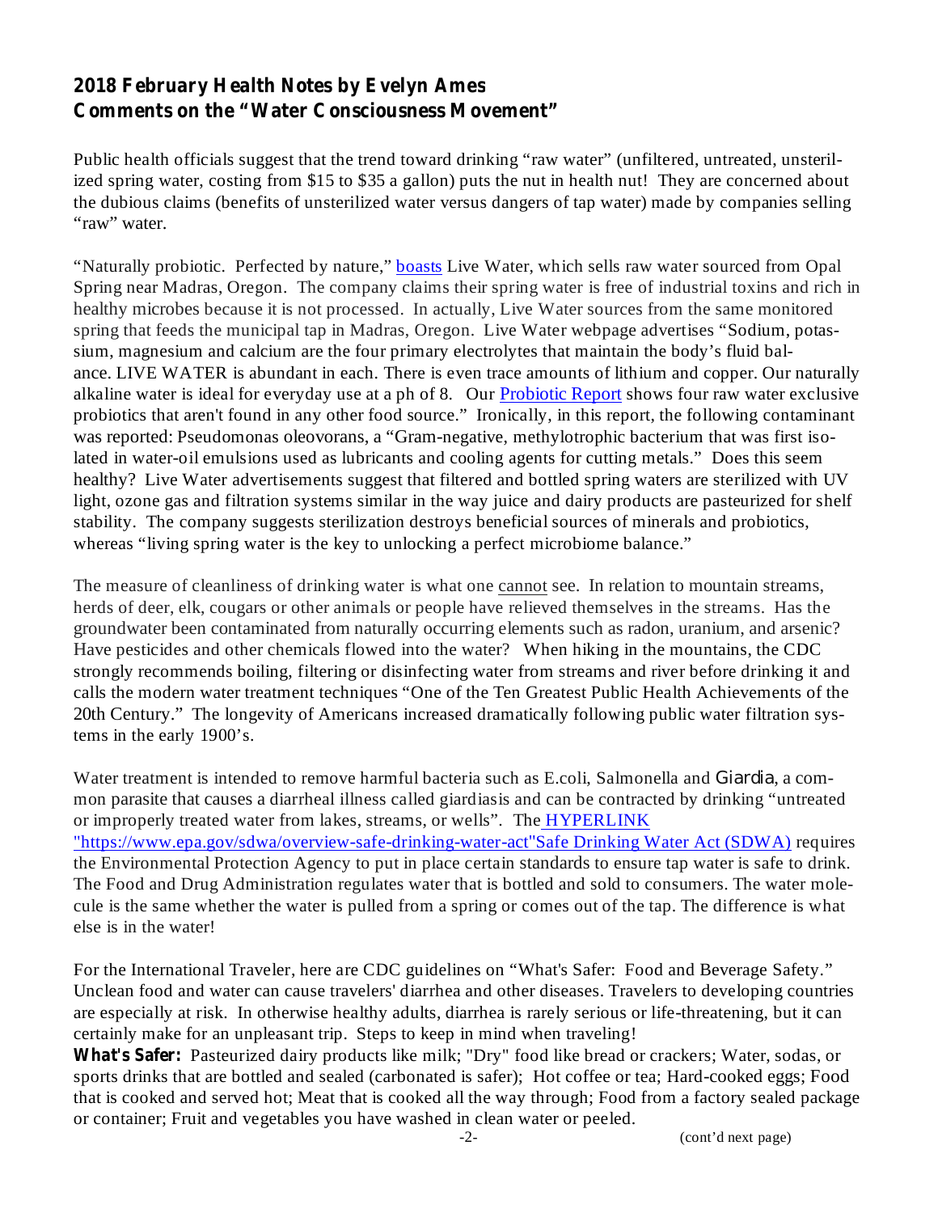## 2018 February Health Notes by Evelyn Ames
## Comments on the "Water Consciousness Movement"

Public health officials suggest that the trend toward drinking "raw water" (unfiltered, untreated, unsterilized spring water, costing from $15 to $35 a gallon) puts the nut in health nut! They are concerned about the dubious claims (benefits of unsterilized water versus dangers of tap water) made by companies selling "raw" water.

"Naturally probiotic. Perfected by nature," boasts Live Water, which sells raw water sourced from Opal Spring near Madras, Oregon. The company claims their spring water is free of industrial toxins and rich in healthy microbes because it is not processed. In actually, Live Water sources from the same monitored spring that feeds the municipal tap in Madras, Oregon. Live Water webpage advertises "Sodium, potassium, magnesium and calcium are the four primary electrolytes that maintain the body's fluid balance. LIVE WATER is abundant in each. There is even trace amounts of lithium and copper. Our naturally alkaline water is ideal for everyday use at a ph of 8. Our Probiotic Report shows four raw water exclusive probiotics that aren't found in any other food source." Ironically, in this report, the following contaminant was reported: Pseudomonas oleovorans, a "Gram-negative, methylotrophic bacterium that was first isolated in water-oil emulsions used as lubricants and cooling agents for cutting metals." Does this seem healthy? Live Water advertisements suggest that filtered and bottled spring waters are sterilized with UV light, ozone gas and filtration systems similar in the way juice and dairy products are pasteurized for shelf stability. The company suggests sterilization destroys beneficial sources of minerals and probiotics, whereas "living spring water is the key to unlocking a perfect microbiome balance."

The measure of cleanliness of drinking water is what one cannot see. In relation to mountain streams, herds of deer, elk, cougars or other animals or people have relieved themselves in the streams. Has the groundwater been contaminated from naturally occurring elements such as radon, uranium, and arsenic? Have pesticides and other chemicals flowed into the water? When hiking in the mountains, the CDC strongly recommends boiling, filtering or disinfecting water from streams and river before drinking it and calls the modern water treatment techniques "One of the Ten Greatest Public Health Achievements of the 20th Century." The longevity of Americans increased dramatically following public water filtration systems in the early 1900's.

Water treatment is intended to remove harmful bacteria such as E.coli, Salmonella and Giardia, a common parasite that causes a diarrheal illness called giardiasis and can be contracted by drinking "untreated or improperly treated water from lakes, streams, or wells". The HYPERLINK "https://www.epa.gov/sdwa/overview-safe-drinking-water-act"Safe Drinking Water Act (SDWA) requires the Environmental Protection Agency to put in place certain standards to ensure tap water is safe to drink. The Food and Drug Administration regulates water that is bottled and sold to consumers. The water molecule is the same whether the water is pulled from a spring or comes out of the tap. The difference is what else is in the water!

For the International Traveler, here are CDC guidelines on "What's Safer: Food and Beverage Safety." Unclean food and water can cause travelers' diarrhea and other diseases. Travelers to developing countries are especially at risk. In otherwise healthy adults, diarrhea is rarely serious or life-threatening, but it can certainly make for an unpleasant trip. Steps to keep in mind when traveling!

**What's Safer:** Pasteurized dairy products like milk; "Dry" food like bread or crackers; Water, sodas, or sports drinks that are bottled and sealed (carbonated is safer); Hot coffee or tea; Hard-cooked eggs; Food that is cooked and served hot; Meat that is cooked all the way through; Food from a factory sealed package or container; Fruit and vegetables you have washed in clean water or peeled.

(cont'd next page)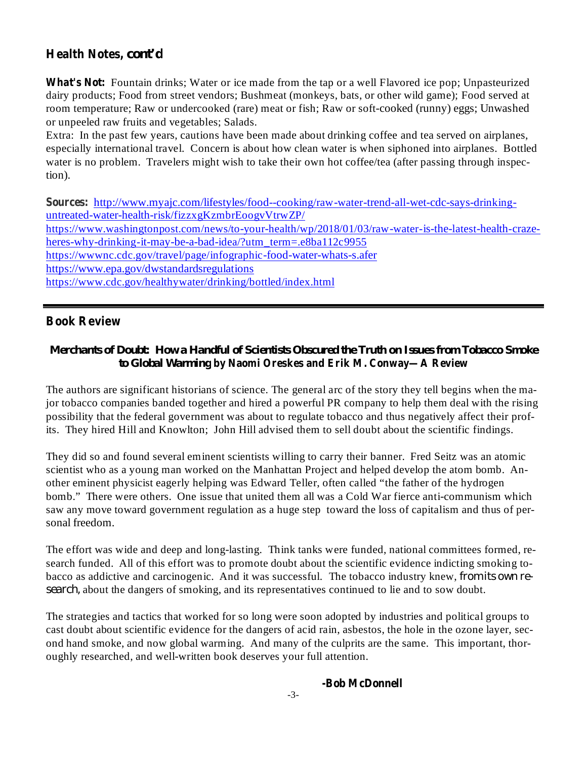## Health Notes, cont'd

**What's Not:** Fountain drinks; Water or ice made from the tap or a well Flavored ice pop; Unpasteurized dairy products; Food from street vendors; Bushmeat (monkeys, bats, or other wild game); Food served at room temperature; Raw or undercooked (rare) meat or fish; Raw or soft-cooked (runny) eggs; Unwashed or unpeeled raw fruits and vegetables; Salads.

Extra: In the past few years, cautions have been made about drinking coffee and tea served on airplanes, especially international travel. Concern is about how clean water is when siphoned into airplanes. Bottled water is no problem. Travelers might wish to take their own hot coffee/tea (after passing through inspection).

**Sources:** http://www.myajc.com/lifestyles/food--cooking/raw-water-trend-all-wet-cdc-says-drinking-untreated-water-health-risk/fizzxgKzmbrEoogvVtrwZP/
https://www.washingtonpost.com/news/to-your-health/wp/2018/01/03/raw-water-is-the-latest-health-craze-heres-why-drinking-it-may-be-a-bad-idea/?utm_term=.e8ba112c9955
https://wwwnc.cdc.gov/travel/page/infographic-food-water-whats-s.afer
https://www.epa.gov/dwstandardsregulations
https://www.cdc.gov/healthywater/drinking/bottled/index.html

---

## Book Review

### *Merchants of Doubt: How a Handful of Scientists Obscured the Truth on Issues from Tobacco Smoke to Global Warming* by Naomi Oreskes and Erik M. Conway—A Review

The authors are significant historians of science. The general arc of the story they tell begins when the major tobacco companies banded together and hired a powerful PR company to help them deal with the rising possibility that the federal government was about to regulate tobacco and thus negatively affect their profits. They hired Hill and Knowlton; John Hill advised them to sell doubt about the scientific findings.

They did so and found several eminent scientists willing to carry their banner. Fred Seitz was an atomic scientist who as a young man worked on the Manhattan Project and helped develop the atom bomb. Another eminent physicist eagerly helping was Edward Teller, often called "the father of the hydrogen bomb." There were others. One issue that united them all was a Cold War fierce anti-communism which saw any move toward government regulation as a huge step toward the loss of capitalism and thus of personal freedom.

The effort was wide and deep and long-lasting. Think tanks were funded, national committees formed, research funded. All of this effort was to promote doubt about the scientific evidence indicting smoking tobacco as addictive and carcinogenic. And it was successful. The tobacco industry knew, from its own research, about the dangers of smoking, and its representatives continued to lie and to sow doubt.

The strategies and tactics that worked for so long were soon adopted by industries and political groups to cast doubt about scientific evidence for the dangers of acid rain, asbestos, the hole in the ozone layer, second hand smoke, and now global warming. And many of the culprits are the same. This important, thoroughly researched, and well-written book deserves your full attention.

**-Bob McDonnell**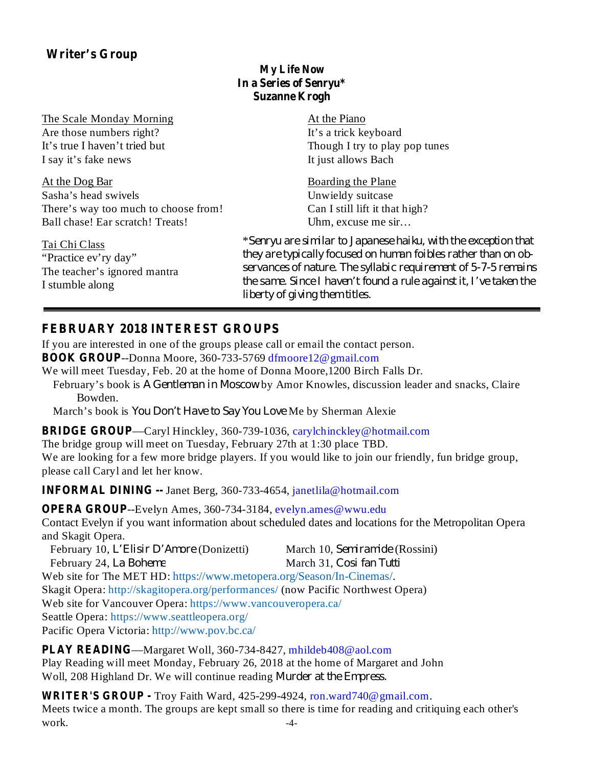## Writer's Group

**My Life Now**
**In a Series of Senryu***
**Suzanne Krogh**

The Scale Monday Morning
Are those numbers right?
It's true I haven't tried but
I say it's fake news

At the Dog Bar
Sasha's head swivels
There's way too much to choose from!
Ball chase! Ear scratch! Treats!

Tai Chi Class
"Practice ev'ry day"
The teacher's ignored mantra
I stumble along

At the Piano
It's a trick keyboard
Though I try to play pop tunes
It just allows Bach

Boarding the Plane
Unwieldy suitcase
Can I still lift it that high?
Uhm, excuse me sir…

*Senryu are similar to Japanese haiku, with the exception that they are typically focused on human foibles rather than on observances of nature. The syllabic requirement of 5-7-5 remains the same. Since I haven't found a rule against it, I've taken the liberty of giving them titles.

---

## FEBRUARY 2018 INTEREST GROUPS

If you are interested in one of the groups please call or email the contact person.

**BOOK GROUP**--Donna Moore, 360-733-5769 dfmoore12@gmail.com
We will meet Tuesday, Feb. 20 at the home of Donna Moore,1200 Birch Falls Dr.
February's book is *A Gentleman in Moscow* by Amor Knowles, discussion leader and snacks, Claire Bowden.
March's book is *You Don't Have to Say You Love* Me by Sherman Alexie

**BRIDGE GROUP**—Caryl Hinckley, 360-739-1036, carylchinckley@hotmail.com
The bridge group will meet on Tuesday, February 27th at 1:30 place TBD.
We are looking for a few more bridge players. If you would like to join our friendly, fun bridge group, please call Caryl and let her know.

**INFORMAL DINING --** Janet Berg, 360-733-4654, janetlila@hotmail.com

**OPERA GROUP**--Evelyn Ames, 360-734-3184, evelyn.ames@wwu.edu
Contact Evelyn if you want information about scheduled dates and locations for the Metropolitan Opera and Skagit Opera.
February 10, *L'Elisir D'Amore* (Donizetti)
February 24, *La Boheme*
March 10, *Semiramide* (Rossini)
March 31, *Cosi fan Tutti*
Web site for The MET HD: https://www.metopera.org/Season/In-Cinemas/.
Skagit Opera: http://skagitopera.org/performances/ (now Pacific Northwest Opera)
Web site for Vancouver Opera: https://www.vancouveropera.ca/
Seattle Opera: https://www.seattleopera.org/
Pacific Opera Victoria: http://www.pov.bc.ca/

**PLAY READING**—Margaret Woll, 360-734-8427, mhildeb408@aol.com
Play Reading will meet Monday, February 26, 2018 at the home of Margaret and John Woll, 208 Highland Dr. We will continue reading *Murder at the Empress.*

**WRITER'S GROUP -** Troy Faith Ward, 425-299-4924, ron.ward740@gmail.com.
Meets twice a month. The groups are kept small so there is time for reading and critiquing each other's work.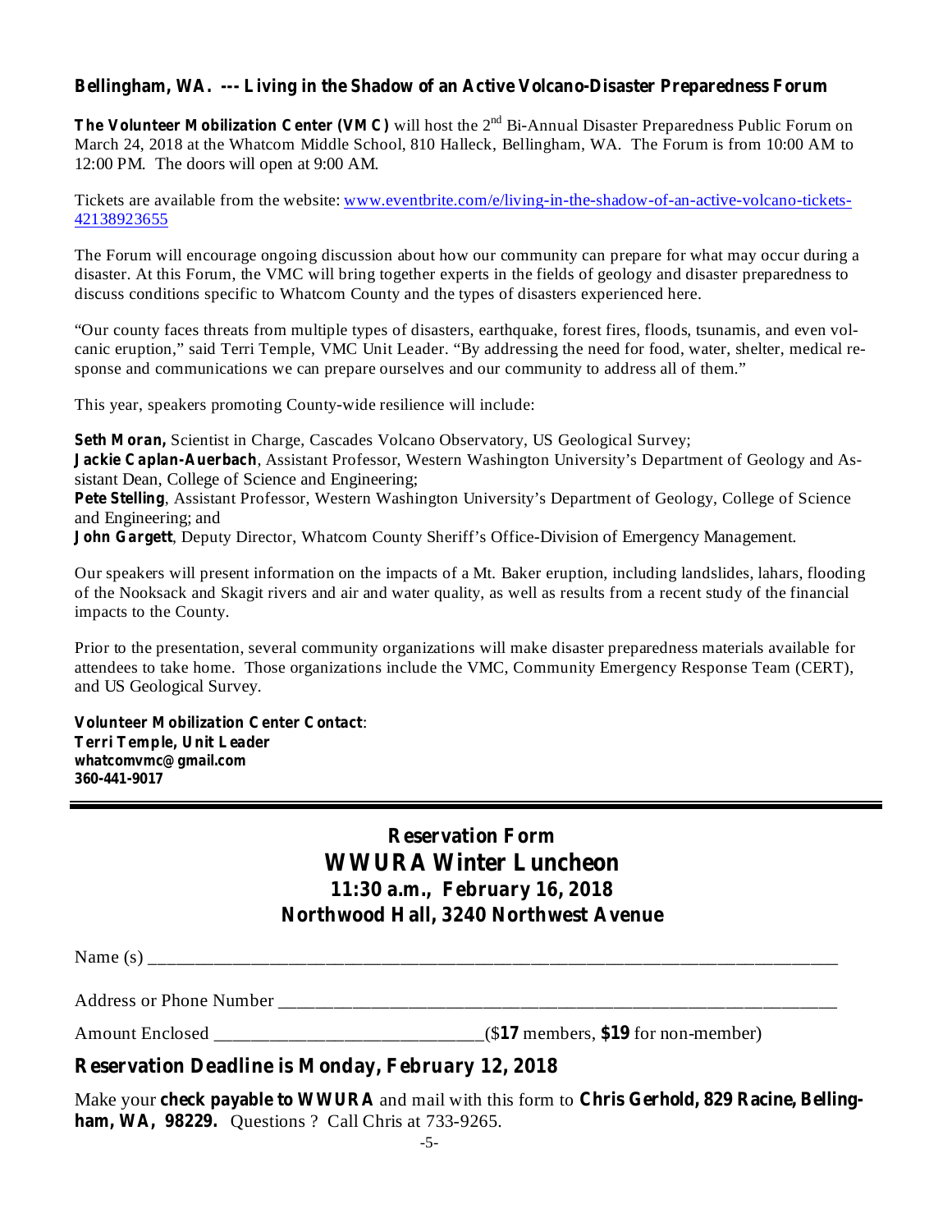### Bellingham, WA. --- Living in the Shadow of an Active Volcano-Disaster Preparedness Forum

**The Volunteer Mobilization Center (VMC)** will host the 2nd Bi-Annual Disaster Preparedness Public Forum on March 24, 2018 at the Whatcom Middle School, 810 Halleck, Bellingham, WA. The Forum is from 10:00 AM to 12:00 PM. The doors will open at 9:00 AM.

Tickets are available from the website: [www.eventbrite.com/e/living-in-the-shadow-of-an-active-volcano-tickets-42138923655](www.eventbrite.com/e/living-in-the-shadow-of-an-active-volcano-tickets-42138923655)

The Forum will encourage ongoing discussion about how our community can prepare for what may occur during a disaster. At this Forum, the VMC will bring together experts in the fields of geology and disaster preparedness to discuss conditions specific to Whatcom County and the types of disasters experienced here.

"Our county faces threats from multiple types of disasters, earthquake, forest fires, floods, tsunamis, and even volcanic eruption," said Terri Temple, VMC Unit Leader. "By addressing the need for food, water, shelter, medical response and communications we can prepare ourselves and our community to address all of them."

This year, speakers promoting County-wide resilience will include:

**Seth Moran,** Scientist in Charge, Cascades Volcano Observatory, US Geological Survey;
**Jackie Caplan-Auerbach**, Assistant Professor, Western Washington University's Department of Geology and Assistant Dean, College of Science and Engineering;
**Pete Stelling**, Assistant Professor, Western Washington University's Department of Geology, College of Science and Engineering; and
**John Gargett**, Deputy Director, Whatcom County Sheriff's Office-Division of Emergency Management.

Our speakers will present information on the impacts of a Mt. Baker eruption, including landslides, lahars, flooding of the Nooksack and Skagit rivers and air and water quality, as well as results from a recent study of the financial impacts to the County.

Prior to the presentation, several community organizations will make disaster preparedness materials available for attendees to take home. Those organizations include the VMC, Community Emergency Response Team (CERT), and US Geological Survey.

**Volunteer Mobilization Center Contact**:
**Terri Temple, Unit Leader**
**whatcomvmc@gmail.com**
**360-441-9017**

---

## Reservation Form
## WWURA Winter Luncheon
### 11:30 a.m., February 16, 2018
### Northwood Hall, 3240 Northwest Avenue

Name (s) ____________________________________________________________________

Address or Phone Number ______________________________________________________

Amount Enclosed ____________________________($**17** members, **$19** for non-member)

### Reservation Deadline is Monday, February 12, 2018

Make your **check payable to WWURA** and mail with this form to **Chris Gerhold, 829 Racine, Bellingham, WA, 98229.** Questions ? Call Chris at 733-9265.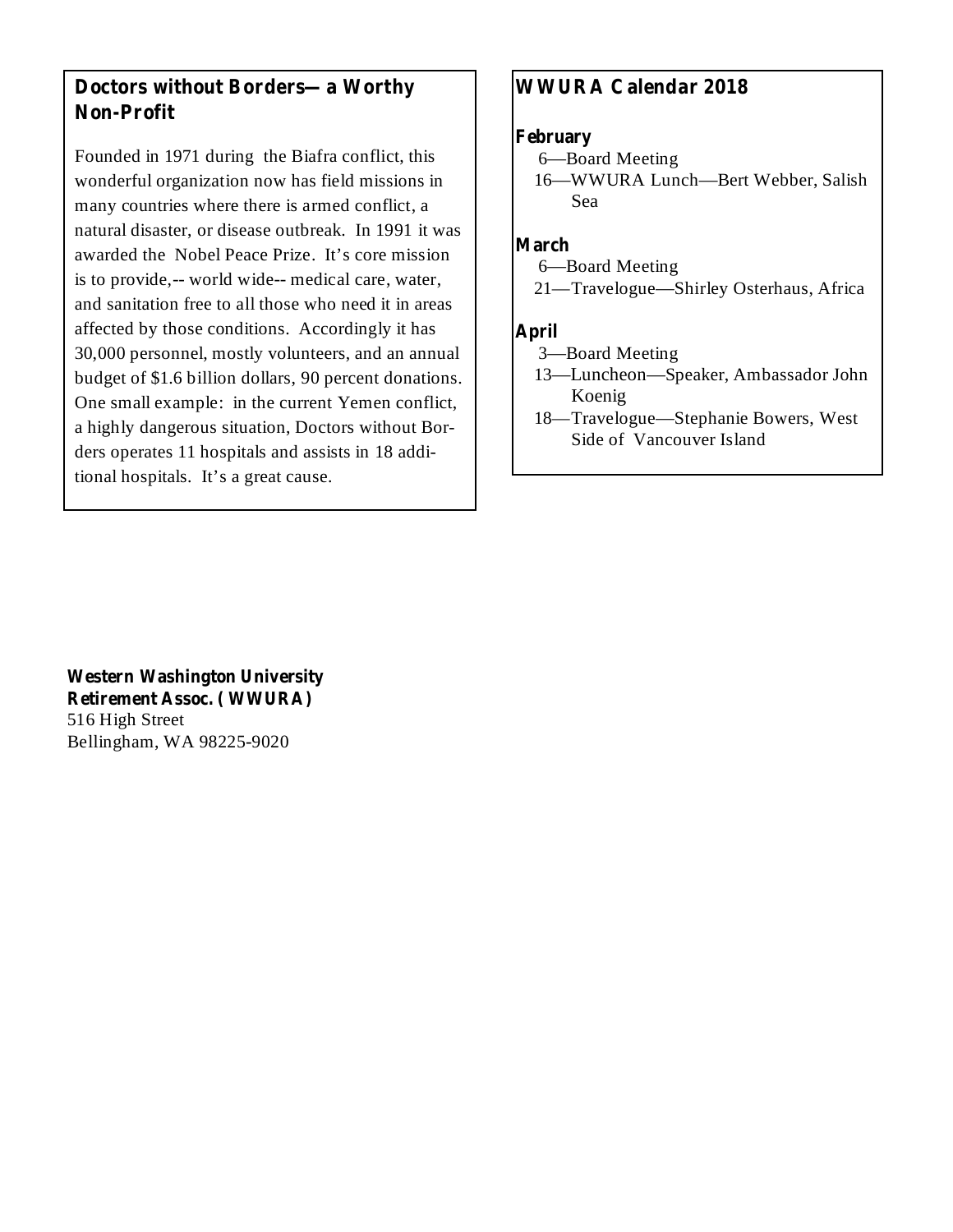## Doctors without Borders—a Worthy Non-Profit

Founded in 1971 during the Biafra conflict, this wonderful organization now has field missions in many countries where there is armed conflict, a natural disaster, or disease outbreak. In 1991 it was awarded the Nobel Peace Prize. It's core mission is to provide,-- world wide-- medical care, water, and sanitation free to all those who need it in areas affected by those conditions. Accordingly it has 30,000 personnel, mostly volunteers, and an annual budget of $1.6 billion dollars, 90 percent donations. One small example: in the current Yemen conflict, a highly dangerous situation, Doctors without Borders operates 11 hospitals and assists in 18 additional hospitals. It's a great cause.

## WWURA Calendar 2018

**February**

- 6—Board Meeting
- 16—WWURA Lunch—Bert Webber, Salish Sea

**March**

- 6—Board Meeting
- 21—Travelogue—Shirley Osterhaus, Africa

**April**

- 3—Board Meeting
- 13—Luncheon—Speaker, Ambassador John Koenig
- 18—Travelogue—Stephanie Bowers, West Side of Vancouver Island

**Western Washington University**
**Retirement Assoc. (WWURA)**
516 High Street
Bellingham, WA 98225-9020